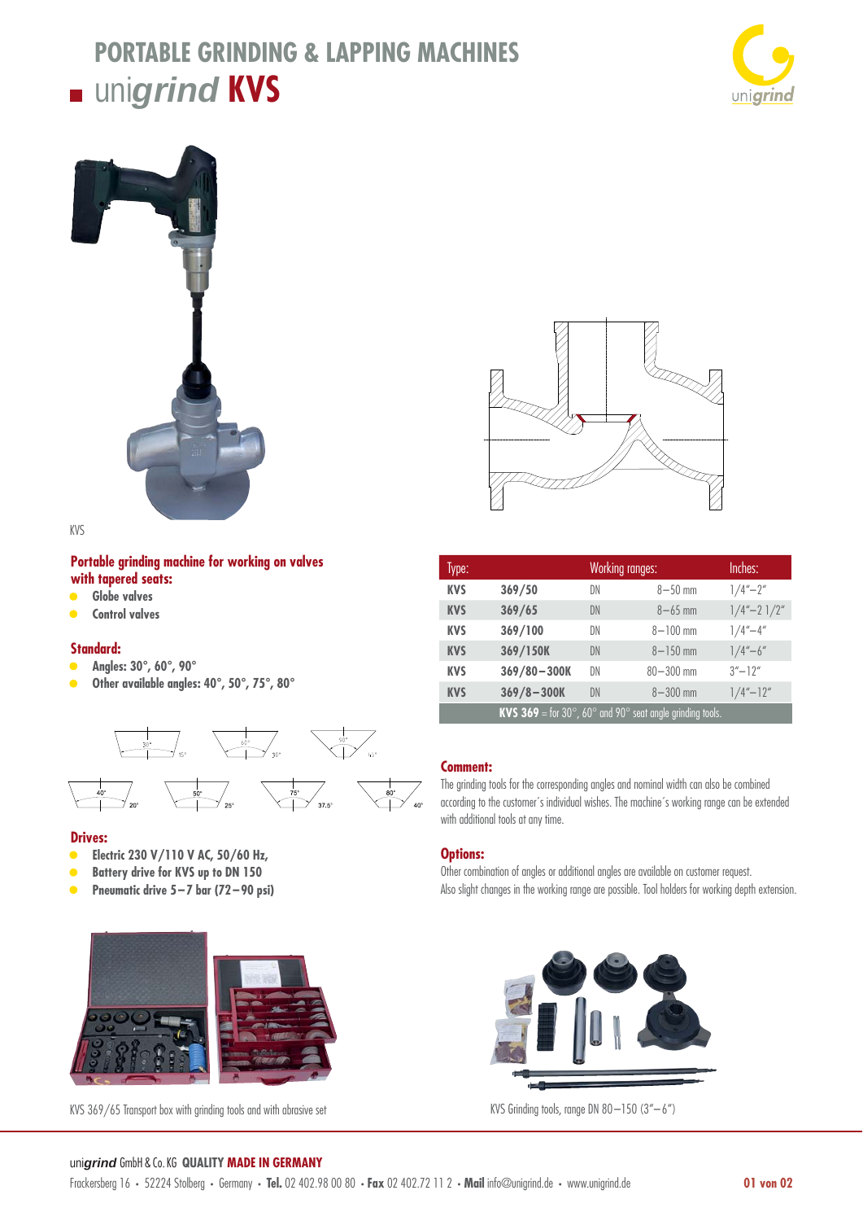# PORTABLE GRINDING & LAPPING MACHINES

## unigrind KVS

KVS

**Portable grinding machine for working on valves with tapered seats:**

- Globe valves
- Control valves

**Standard:**

- Angles: 30°, 60°, 90°
- Other available angles: 40°, 50°, 75°, 80°

**Drives:**

- Electric 230 V/110 V AC, 50/60 Hz,
- Battery drive for KVS up to DN 150
- Pneumatic drive 5–7 bar (72–90 psi)

| Type: | | Working ranges: | | Inches: |
|---|---|---|---|---|
| KVS | 369/50 | DN | 8–50 mm | 1/4"–2" |
| KVS | 369/65 | DN | 8–65 mm | 1/4"–2 1/2" |
| KVS | 369/100 | DN | 8–100 mm | 1/4"–4" |
| KVS | 369/150K | DN | 8–150 mm | 1/4"–6" |
| KVS | 369/80–300K | DN | 80–300 mm | 3"–12" |
| KVS | 369/8–300K | DN | 8–300 mm | 1/4"–12" |

**KVS 369** = for 30°, 60° and 90° seat angle grinding tools.

**Comment:**

The grinding tools for the corresponding angles and nominal width can also be combined according to the customer´s individual wishes. The machine´s working range can be extended with additional tools at any time.

**Options:**

Other combination of angles or additional angles are available on customer request.
Also slight changes in the working range are possible. Tool holders for working depth extension.

KVS 369/65 Transport box with grinding tools and with abrasive set

KVS Grinding tools, range DN 80–150 (3"–6")

unigrind GmbH & Co. KG **QUALITY MADE IN GERMANY**
Frackersberg 16 • 52224 Stolberg • Germany • **Tel.** 02 402.98 00 80 • **Fax** 02 402.72 11 2 • **Mail** info@unigrind.de • www.unigrind.de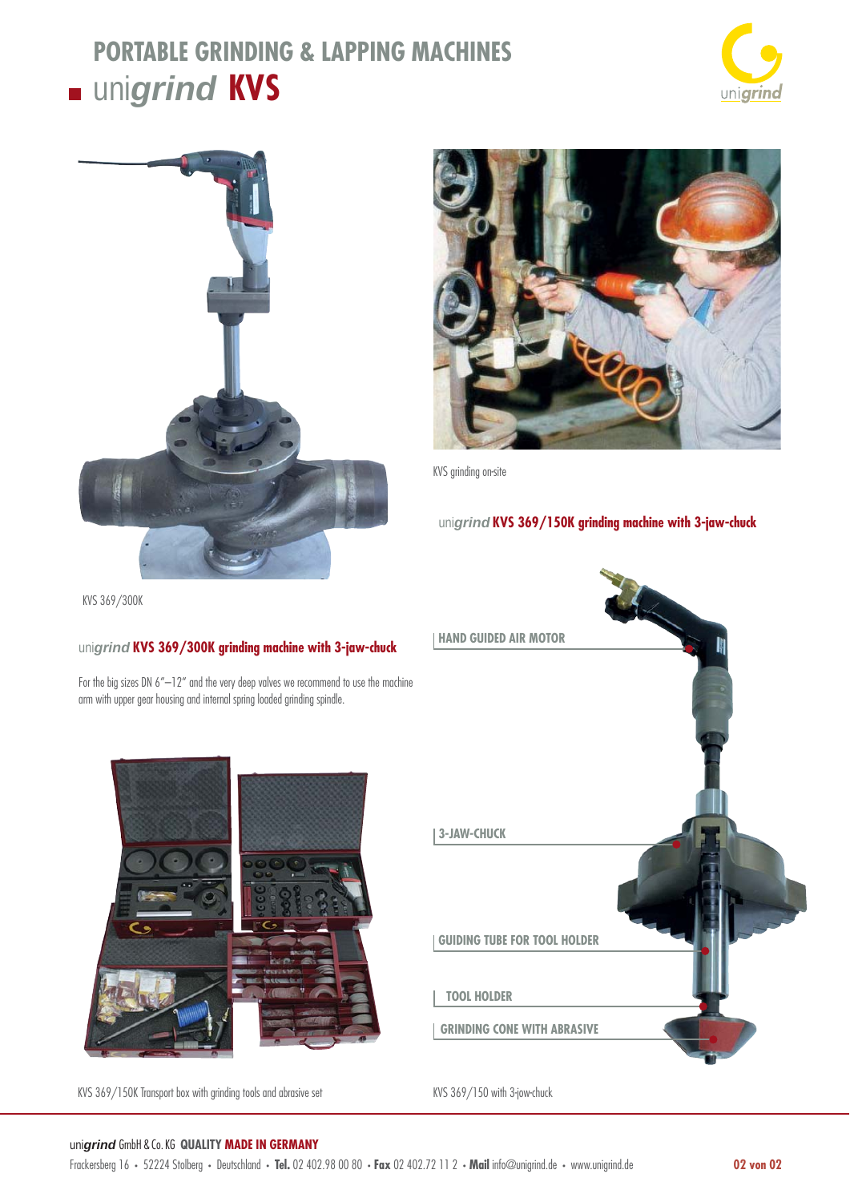# PORTABLE GRINDING & LAPPING MACHINES

## uni*grind* KVS

KVS 369/300K

### uni*grind* **KVS 369/300K grinding machine with 3-jaw-chuck**

For the big sizes DN 6"–12" and the very deep valves we recommend to use the machine arm with upper gear housing and internal spring loaded grinding spindle.

KVS grinding on-site

### uni*grind* **KVS 369/150K grinding machine with 3-jaw-chuck**

HAND GUIDED AIR MOTOR

3-JAW-CHUCK

GUIDING TUBE FOR TOOL HOLDER

TOOL HOLDER

GRINDING CONE WITH ABRASIVE

KVS 369/150K Transport box with grinding tools and abrasive set

KVS 369/150 with 3-jaw-chuck

uni*grind* GmbH & Co. KG **QUALITY MADE IN GERMANY**

Frackersberg 16 • 52224 Stolberg • Deutschland • **Tel.** 02 402.98 00 80 • **Fax** 02 402.72 11 2 • **Mail** info@unigrind.de • www.unigrind.de